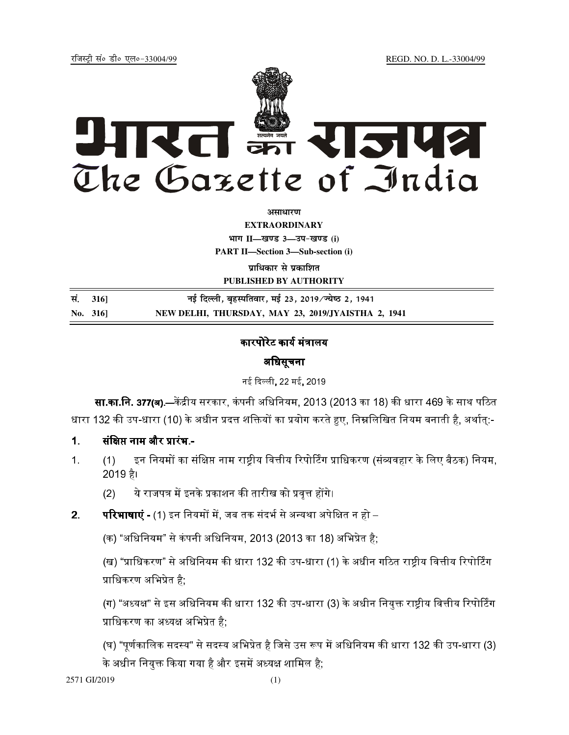रजिस्ट्री सं० डी० एल०-33004/99 REGD. NO. D. L.-33004/99

# भारत का राजपत्र
# The Gazette of India

**असाधारण**

**EXTRAORDINARY**

**भाग II—खण्ड 3—उप-खण्ड (i)**

**PART II—Section 3—Sub-section (i)**

**प्राधिकार से प्रकाशित**

**PUBLISHED BY AUTHORITY**

**सं. 316]** **नई दिल्ली, बृहस्पतिवार, मई 23, 2019/ज्येष्ठ 2, 1941**

**No. 316]** **NEW DELHI, THURSDAY, MAY 23, 2019/JYAISTHA 2, 1941**

## कारपोरेट कार्य मंत्रालय

## अधिसूचना

नई दिल्ली, 22 मई, 2019

**सा.का.नि. 377(अ).**—केंद्रीय सरकार, कंपनी अधिनियम, 2013 (2013 का 18) की धारा 469 के साथ पठित धारा 132 की उप-धारा (10) के अधीन प्रदत्त शक्तियों का प्रयोग करते हुए, निम्नलिखित नियम बनाती है, अर्थात्:-

**1. संक्षिप्त नाम और प्रारंभ.-**

1. (1) इन नियमों का संक्षिप्त नाम राष्ट्रीय वित्तीय रिपोर्टिंग प्राधिकरण (संव्यवहार के लिए बैठक) नियम, 2019 है।

(2) ये राजपत्र में इनके प्रकाशन की तारीख को प्रवृत्त होंगे।

**2. परिभाषाएं -** (1) इन नियमों में, जब तक संदर्भ से अन्यथा अपेक्षित न हो –

(क) "अधिनियम" से कंपनी अधिनियम, 2013 (2013 का 18) अभिप्रेत है;

(ख) "प्राधिकरण" से अधिनियम की धारा 132 की उप-धारा (1) के अधीन गठित राष्ट्रीय वित्तीय रिपोर्टिंग प्राधिकरण अभिप्रेत है;

(ग) "अध्यक्ष" से इस अधिनियम की धारा 132 की उप-धारा (3) के अधीन नियुक्त राष्ट्रीय वित्तीय रिपोर्टिंग प्राधिकरण का अध्यक्ष अभिप्रेत है;

(घ) "पूर्णकालिक सदस्य" से सदस्य अभिप्रेत है जिसे उस रूप में अधिनियम की धारा 132 की उप-धारा (3) के अधीन नियुक्त किया गया है और इसमें अध्यक्ष शामिल है;

2571 GI/2019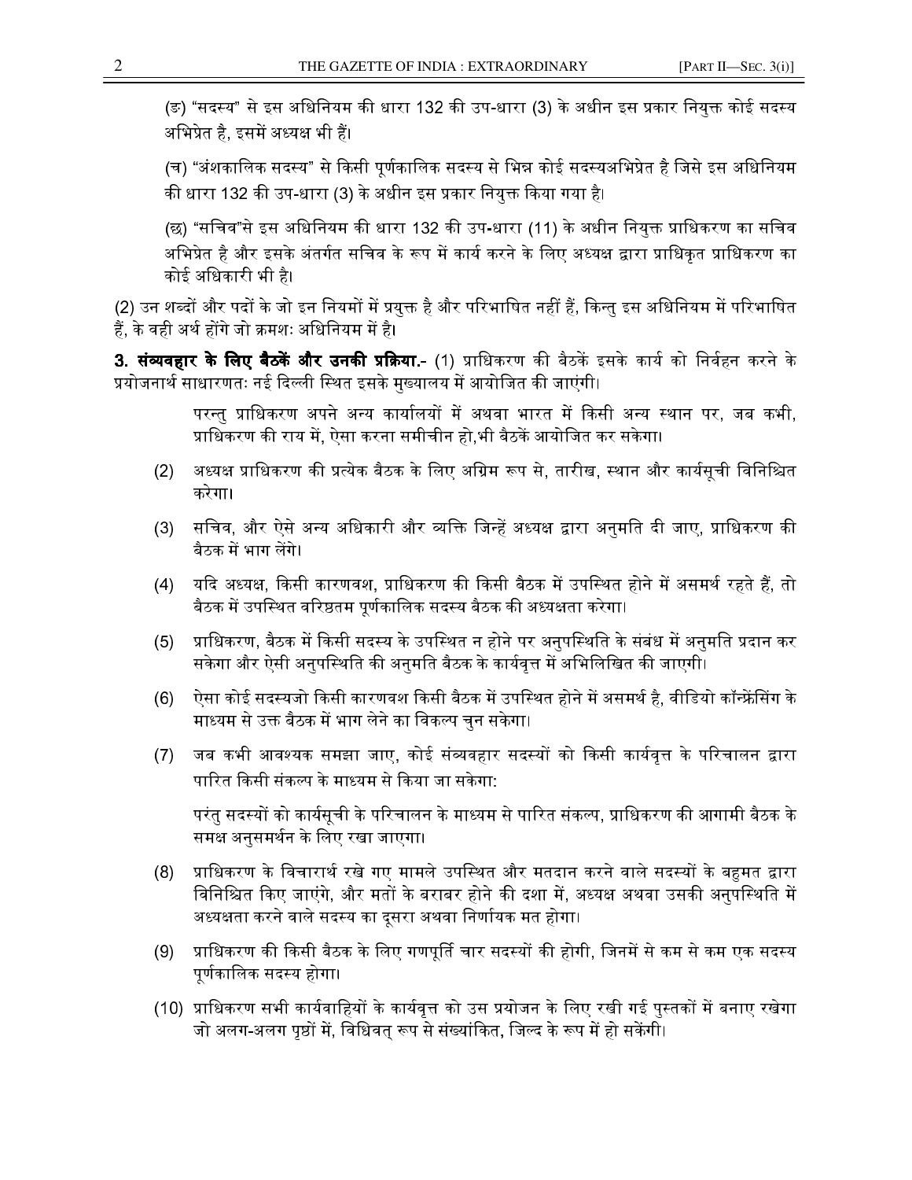(ङ) "सदस्य" से इस अधिनियम की धारा 132 की उप-धारा (3) के अधीन इस प्रकार नियुक्त कोई सदस्य अभिप्रेत है, इसमें अध्यक्ष भी हैं।

(च) "अंशकालिक सदस्य" से किसी पूर्णकालिक सदस्य से भिन्न कोई सदस्यअभिप्रेत है जिसे इस अधिनियम की धारा 132 की उप-धारा (3) के अधीन इस प्रकार नियुक्त किया गया है।

(छ) "सचिव"से इस अधिनियम की धारा 132 की उप-धारा (11) के अधीन नियुक्त प्राधिकरण का सचिव अभिप्रेत है और इसके अंतर्गत सचिव के रूप में कार्य करने के लिए अध्यक्ष द्वारा प्राधिकृत प्राधिकरण का कोई अधिकारी भी है।

(2) उन शब्दों और पदों के जो इन नियमों में प्रयुक्त है और परिभाषित नहीं हैं, किन्तु इस अधिनियम में परिभाषित हैं, के वही अर्थ होंगे जो क्रमशः अधिनियम में है।

**3. संव्यवहार के लिए बैठकें और उनकी प्रक्रिया.**- (1) प्राधिकरण की बैठकें इसके कार्य को निर्वहन करने के प्रयोजनार्थ साधारणतः नई दिल्ली स्थित इसके मुख्यालय में आयोजित की जाएंगी।

परन्तु प्राधिकरण अपने अन्य कार्यालयों में अथवा भारत में किसी अन्य स्थान पर, जब कभी, प्राधिकरण की राय में, ऐसा करना समीचीन हो,भी बैठकें आयोजित कर सकेगा।

(2) अध्यक्ष प्राधिकरण की प्रत्येक बैठक के लिए अग्रिम रूप से, तारीख, स्थान और कार्यसूची विनिश्चित करेगा।

(3) सचिव, और ऐसे अन्य अधिकारी और व्यक्ति जिन्हें अध्यक्ष द्वारा अनुमति दी जाए, प्राधिकरण की बैठक में भाग लेंगे।

(4) यदि अध्यक्ष, किसी कारणवश, प्राधिकरण की किसी बैठक में उपस्थित होने में असमर्थ रहते हैं, तो बैठक में उपस्थित वरिष्ठतम पूर्णकालिक सदस्य बैठक की अध्यक्षता करेगा।

(5) प्राधिकरण, बैठक में किसी सदस्य के उपस्थित न होने पर अनुपस्थिति के संबंध में अनुमति प्रदान कर सकेगा और ऐसी अनुपस्थिति की अनुमति बैठक के कार्यवृत्त में अभिलिखित की जाएगी।

(6) ऐसा कोई सदस्यजो किसी कारणवश किसी बैठक में उपस्थित होने में असमर्थ है, वीडियो कॉन्फ्रेंसिंग के माध्यम से उक्त बैठक में भाग लेने का विकल्प चुन सकेगा।

(7) जब कभी आवश्यक समझा जाए, कोई संव्यवहार सदस्यों को किसी कार्यवृत्त के परिचालन द्वारा पारित किसी संकल्प के माध्यम से किया जा सकेगा:

परंतु सदस्यों को कार्यसूची के परिचालन के माध्यम से पारित संकल्प, प्राधिकरण की आगामी बैठक के समक्ष अनुसमर्थन के लिए रखा जाएगा।

(8) प्राधिकरण के विचारार्थ रखे गए मामले उपस्थित और मतदान करने वाले सदस्यों के बहुमत द्वारा विनिश्चित किए जाएंगे, और मतों के बराबर होने की दशा में, अध्यक्ष अथवा उसकी अनुपस्थिति में अध्यक्षता करने वाले सदस्य का दूसरा अथवा निर्णायक मत होगा।

(9) प्राधिकरण की किसी बैठक के लिए गणपूर्ति चार सदस्यों की होगी, जिनमें से कम से कम एक सदस्य पूर्णकालिक सदस्य होगा।

(10) प्राधिकरण सभी कार्यवाहियों के कार्यवृत्त को उस प्रयोजन के लिए रखी गई पुस्तकों में बनाए रखेगा जो अलग-अलग पृष्ठों में, विधिवत् रूप से संख्यांकित, जिल्द के रूप में हो सकेंगी।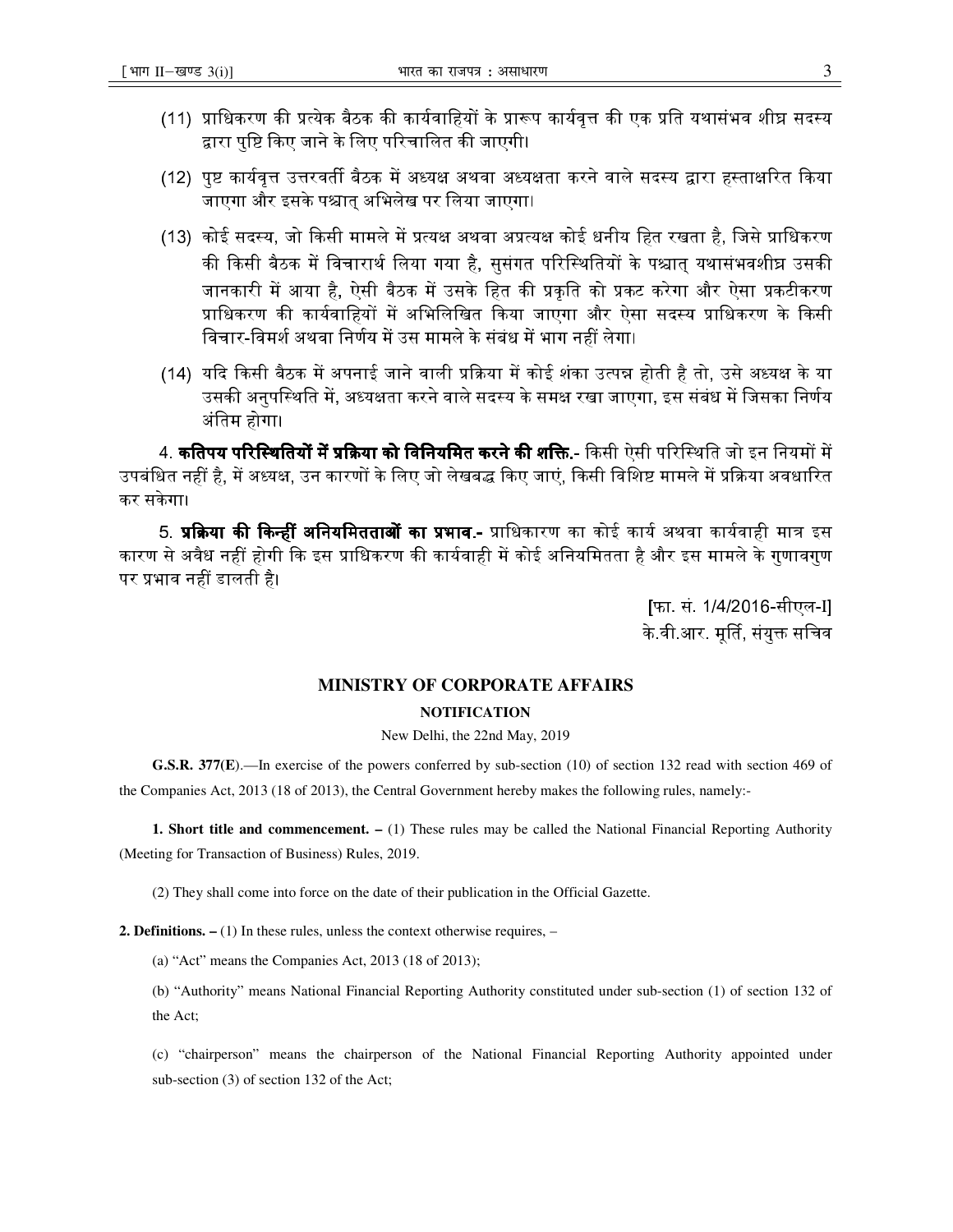(11) प्राधिकरण की प्रत्येक बैठक की कार्यवाहियों के प्रारूप कार्यवृत्त की एक प्रति यथासंभव शीघ्र सदस्य द्वारा पुष्टि किए जाने के लिए परिचालित की जाएगी।

(12) पुष्ट कार्यवृत्त उत्तरवर्ती बैठक में अध्यक्ष अथवा अध्यक्षता करने वाले सदस्य द्वारा हस्ताक्षरित किया जाएगा और इसके पश्चात् अभिलेख पर लिया जाएगा।

(13) कोई सदस्य, जो किसी मामले में प्रत्यक्ष अथवा अप्रत्यक्ष कोई धनीय हित रखता है, जिसे प्राधिकरण की किसी बैठक में विचारार्थ लिया गया है, सुसंगत परिस्थितियों के पश्चात् यथासंभवशीघ्र उसकी जानकारी में आया है, ऐसी बैठक में उसके हित की प्रकृति को प्रकट करेगा और ऐसा प्रकटीकरण प्राधिकरण की कार्यवाहियों में अभिलिखित किया जाएगा और ऐसा सदस्य प्राधिकरण के किसी विचार-विमर्श अथवा निर्णय में उस मामले के संबंध में भाग नहीं लेगा।

(14) यदि किसी बैठक में अपनाई जाने वाली प्रक्रिया में कोई शंका उत्पन्न होती है तो, उसे अध्यक्ष के या उसकी अनुपस्थिति में, अध्यक्षता करने वाले सदस्य के समक्ष रखा जाएगा, इस संबंध में जिसका निर्णय अंतिम होगा।

4. **कतिपय परिस्थितियों में प्रक्रिया को विनियमित करने की शक्ति.**- किसी ऐसी परिस्थिति जो इन नियमों में उपबंधित नहीं है, में अध्यक्ष, उन कारणों के लिए जो लेखबद्ध किए जाएं, किसी विशिष्ट मामले में प्रक्रिया अवधारित कर सकेगा।

5. **प्रक्रिया की किन्हीं अनियमितताओं का प्रभाव.-** प्राधिकारण का कोई कार्य अथवा कार्यवाही मात्र इस कारण से अवैध नहीं होगी कि इस प्राधिकरण की कार्यवाही में कोई अनियमितता है और इस मामले के गुणावगुण पर प्रभाव नहीं डालती है।

[फा. सं. 1/4/2016-सीएल-I]

के.वी.आर. मूर्ति, संयुक्त सचिव

## MINISTRY OF CORPORATE AFFAIRS

### NOTIFICATION

New Delhi, the 22nd May, 2019

**G.S.R. 377(E)**.—In exercise of the powers conferred by sub-section (10) of section 132 read with section 469 of the Companies Act, 2013 (18 of 2013), the Central Government hereby makes the following rules, namely:-

**1. Short title and commencement. –** (1) These rules may be called the National Financial Reporting Authority (Meeting for Transaction of Business) Rules, 2019.

(2) They shall come into force on the date of their publication in the Official Gazette.

**2. Definitions. –** (1) In these rules, unless the context otherwise requires, –

(a) "Act" means the Companies Act, 2013 (18 of 2013);

(b) "Authority" means National Financial Reporting Authority constituted under sub-section (1) of section 132 of the Act;

(c) "chairperson" means the chairperson of the National Financial Reporting Authority appointed under sub-section (3) of section 132 of the Act;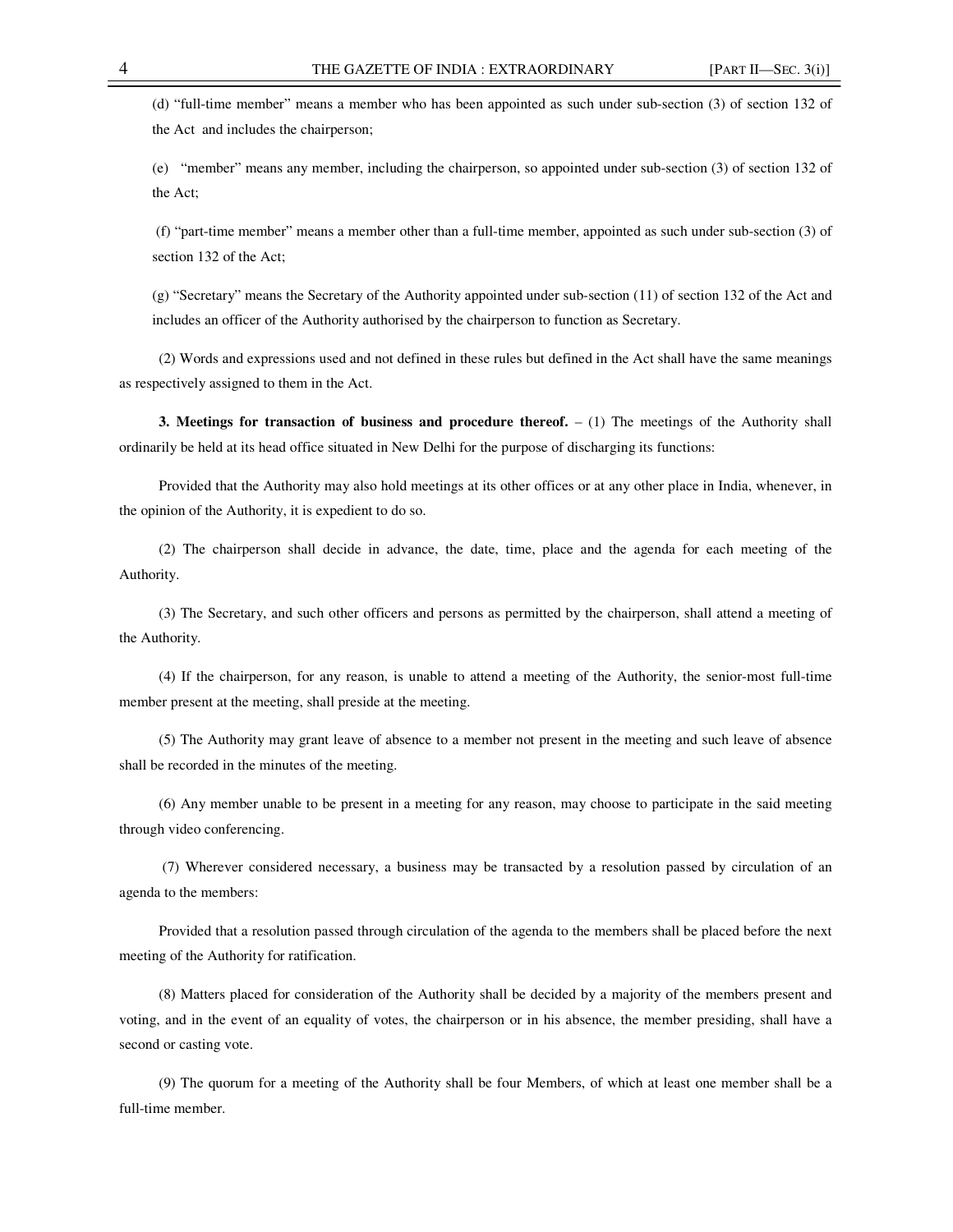(d) "full-time member" means a member who has been appointed as such under sub-section (3) of section 132 of the Act and includes the chairperson;

(e) "member" means any member, including the chairperson, so appointed under sub-section (3) of section 132 of the Act;

(f) "part-time member" means a member other than a full-time member, appointed as such under sub-section (3) of section 132 of the Act;

(g) "Secretary" means the Secretary of the Authority appointed under sub-section (11) of section 132 of the Act and includes an officer of the Authority authorised by the chairperson to function as Secretary.

(2) Words and expressions used and not defined in these rules but defined in the Act shall have the same meanings as respectively assigned to them in the Act.

**3. Meetings for transaction of business and procedure thereof.** – (1) The meetings of the Authority shall ordinarily be held at its head office situated in New Delhi for the purpose of discharging its functions:

Provided that the Authority may also hold meetings at its other offices or at any other place in India, whenever, in the opinion of the Authority, it is expedient to do so.

(2) The chairperson shall decide in advance, the date, time, place and the agenda for each meeting of the Authority.

(3) The Secretary, and such other officers and persons as permitted by the chairperson, shall attend a meeting of the Authority.

(4) If the chairperson, for any reason, is unable to attend a meeting of the Authority, the senior-most full-time member present at the meeting, shall preside at the meeting.

(5) The Authority may grant leave of absence to a member not present in the meeting and such leave of absence shall be recorded in the minutes of the meeting.

(6) Any member unable to be present in a meeting for any reason, may choose to participate in the said meeting through video conferencing.

(7) Wherever considered necessary, a business may be transacted by a resolution passed by circulation of an agenda to the members:

Provided that a resolution passed through circulation of the agenda to the members shall be placed before the next meeting of the Authority for ratification.

(8) Matters placed for consideration of the Authority shall be decided by a majority of the members present and voting, and in the event of an equality of votes, the chairperson or in his absence, the member presiding, shall have a second or casting vote.

(9) The quorum for a meeting of the Authority shall be four Members, of which at least one member shall be a full-time member.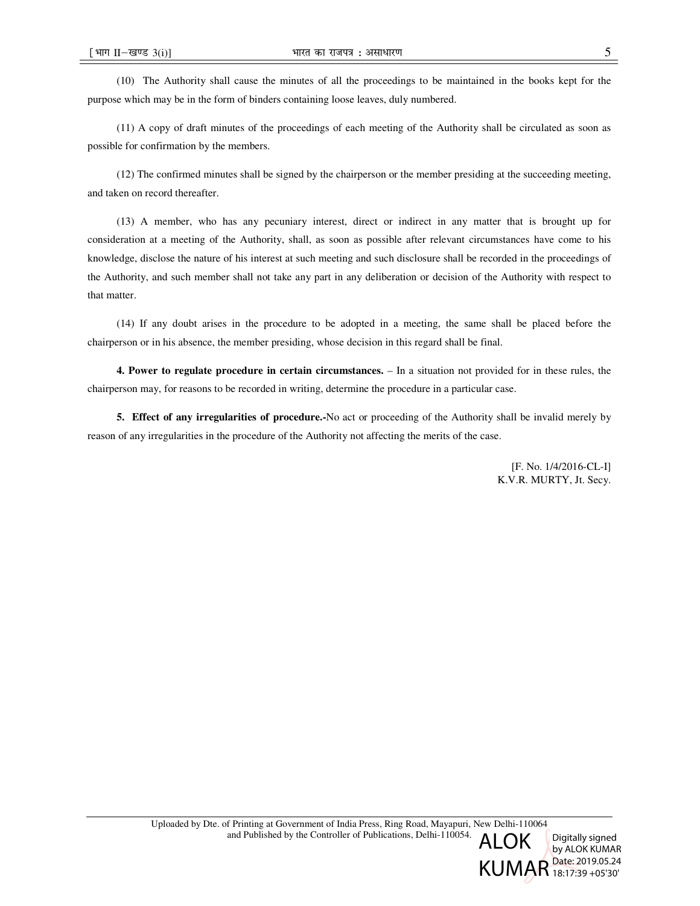(10) The Authority shall cause the minutes of all the proceedings to be maintained in the books kept for the purpose which may be in the form of binders containing loose leaves, duly numbered.

(11) A copy of draft minutes of the proceedings of each meeting of the Authority shall be circulated as soon as possible for confirmation by the members.

(12) The confirmed minutes shall be signed by the chairperson or the member presiding at the succeeding meeting, and taken on record thereafter.

(13) A member, who has any pecuniary interest, direct or indirect in any matter that is brought up for consideration at a meeting of the Authority, shall, as soon as possible after relevant circumstances have come to his knowledge, disclose the nature of his interest at such meeting and such disclosure shall be recorded in the proceedings of the Authority, and such member shall not take any part in any deliberation or decision of the Authority with respect to that matter.

(14) If any doubt arises in the procedure to be adopted in a meeting, the same shall be placed before the chairperson or in his absence, the member presiding, whose decision in this regard shall be final.

**4. Power to regulate procedure in certain circumstances.** – In a situation not provided for in these rules, the chairperson may, for reasons to be recorded in writing, determine the procedure in a particular case.

**5. Effect of any irregularities of procedure.-**No act or proceeding of the Authority shall be invalid merely by reason of any irregularities in the procedure of the Authority not affecting the merits of the case.

[F. No. 1/4/2016-CL-I]
K.V.R. MURTY, Jt. Secy.

Uploaded by Dte. of Printing at Government of India Press, Ring Road, Mayapuri, New Delhi-110064 and Published by the Controller of Publications, Delhi-110054.

ALOK KUMAR Digitally signed by ALOK KUMAR Date: 2019.05.24 18:17:39 +05'30'